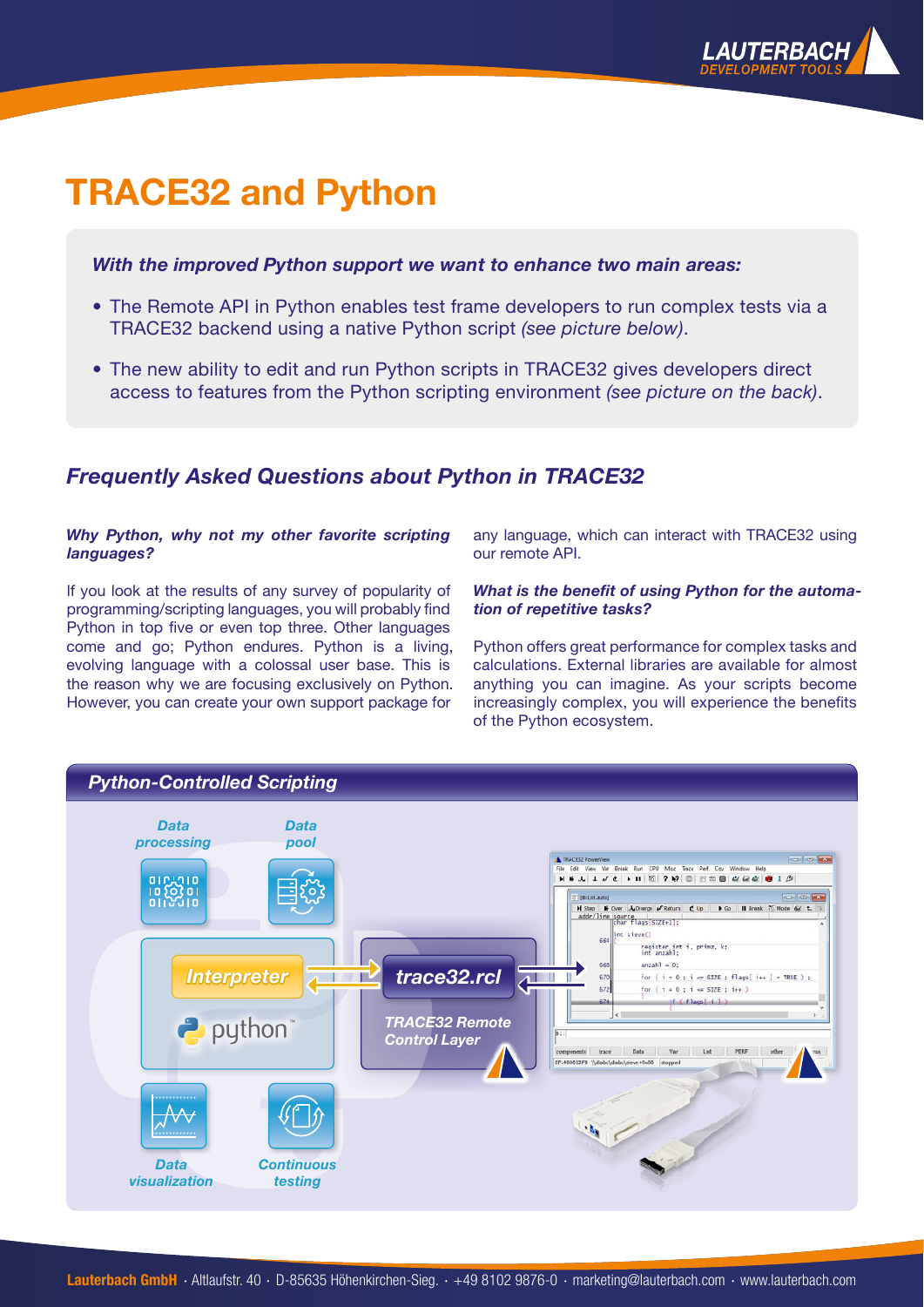# TRACE32 and Python

***With the improved Python support we want to enhance two main areas:***

- The Remote API in Python enables test frame developers to run complex tests via a TRACE32 backend using a native Python script *(see picture below)*.
- The new ability to edit and run Python scripts in TRACE32 gives developers direct access to features from the Python scripting environment *(see picture on the back)*.

## *Frequently Asked Questions about Python in TRACE32*

***Why Python, why not my other favorite scripting languages?***

If you look at the results of any survey of popularity of programming/scripting languages, you will probably find Python in top five or even top three. Other languages come and go; Python endures. Python is a living, evolving language with a colossal user base. This is the reason why we are focusing exclusively on Python. However, you can create your own support package for any language, which can interact with TRACE32 using our remote API.

***What is the benefit of using Python for the automation of repetitive tasks?***

Python offers great performance for complex tasks and calculations. External libraries are available for almost anything you can imagine. As your scripts become increasingly complex, you will experience the benefits of the Python ecosystem.

### *Python-Controlled Scripting*

Data processing

Data pool

Interpreter

python™

trace32.rcl

TRACE32 Remote Control Layer

Data visualization

Continuous testing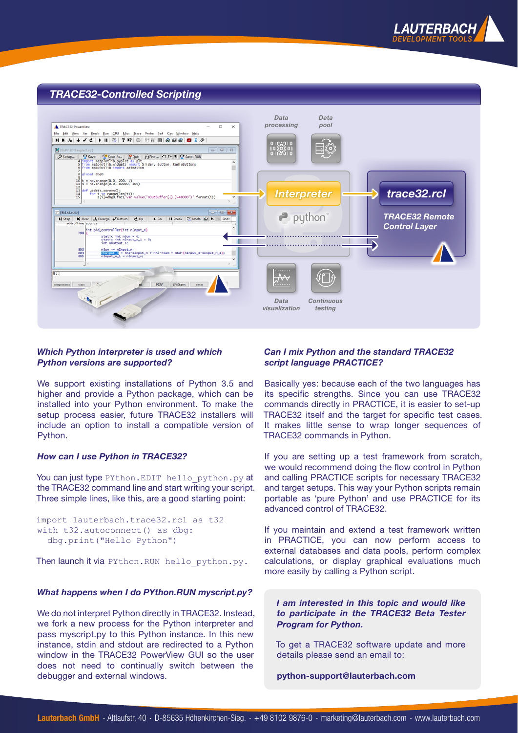## TRACE32-Controlled Scripting

Data processing

Data pool

Interpreter

python

trace32.rcl

TRACE32 Remote Control Layer

Data visualization

Continuous testing

### Which Python interpreter is used and which Python versions are supported?

We support existing installations of Python 3.5 and higher and provide a Python package, which can be installed into your Python environment. To make the setup process easier, future TRACE32 installers will include an option to install a compatible version of Python.

### How can I use Python in TRACE32?

You can just type `PYthon.EDIT hello_python.py` at the TRACE32 command line and start writing your script. Three simple lines, like this, are a good starting point:

```
import lauterbach.trace32.rcl as t32
with t32.autoconnect() as dbg:
  dbg.print("Hello Python")
```

Then launch it via `PYthon.RUN hello_python.py`.

### What happens when I do PYthon.RUN myscript.py?

We do not interpret Python directly in TRACE32. Instead, we fork a new process for the Python interpreter and pass myscript.py to this Python instance. In this new instance, stdin and stdout are redirected to a Python window in the TRACE32 PowerView GUI so the user does not need to continually switch between the debugger and external windows.

### Can I mix Python and the standard TRACE32 script language PRACTICE?

Basically yes: because each of the two languages has its specific strengths. Since you can use TRACE32 commands directly in PRACTICE, it is easier to set-up TRACE32 itself and the target for specific test cases. It makes little sense to wrap longer sequences of TRACE32 commands in Python.

If you are setting up a test framework from scratch, we would recommend doing the flow control in Python and calling PRACTICE scripts for necessary TRACE32 and target setups. This way your Python scripts remain portable as 'pure Python' and use PRACTICE for its advanced control of TRACE32.

If you maintain and extend a test framework written in PRACTICE, you can now perform access to external databases and data pools, perform complex calculations, or display graphical evaluations much more easily by calling a Python script.

***I am interested in this topic and would like to participate in the TRACE32 Beta Tester Program for Python.***

To get a TRACE32 software update and more details please send an email to:

**python-support@lauterbach.com**

**Lauterbach GmbH** · Altlaufstr. 40 · D-85635 Höhenkirchen-Sieg. · +49 8102 9876-0 · marketing@lauterbach.com · www.lauterbach.com